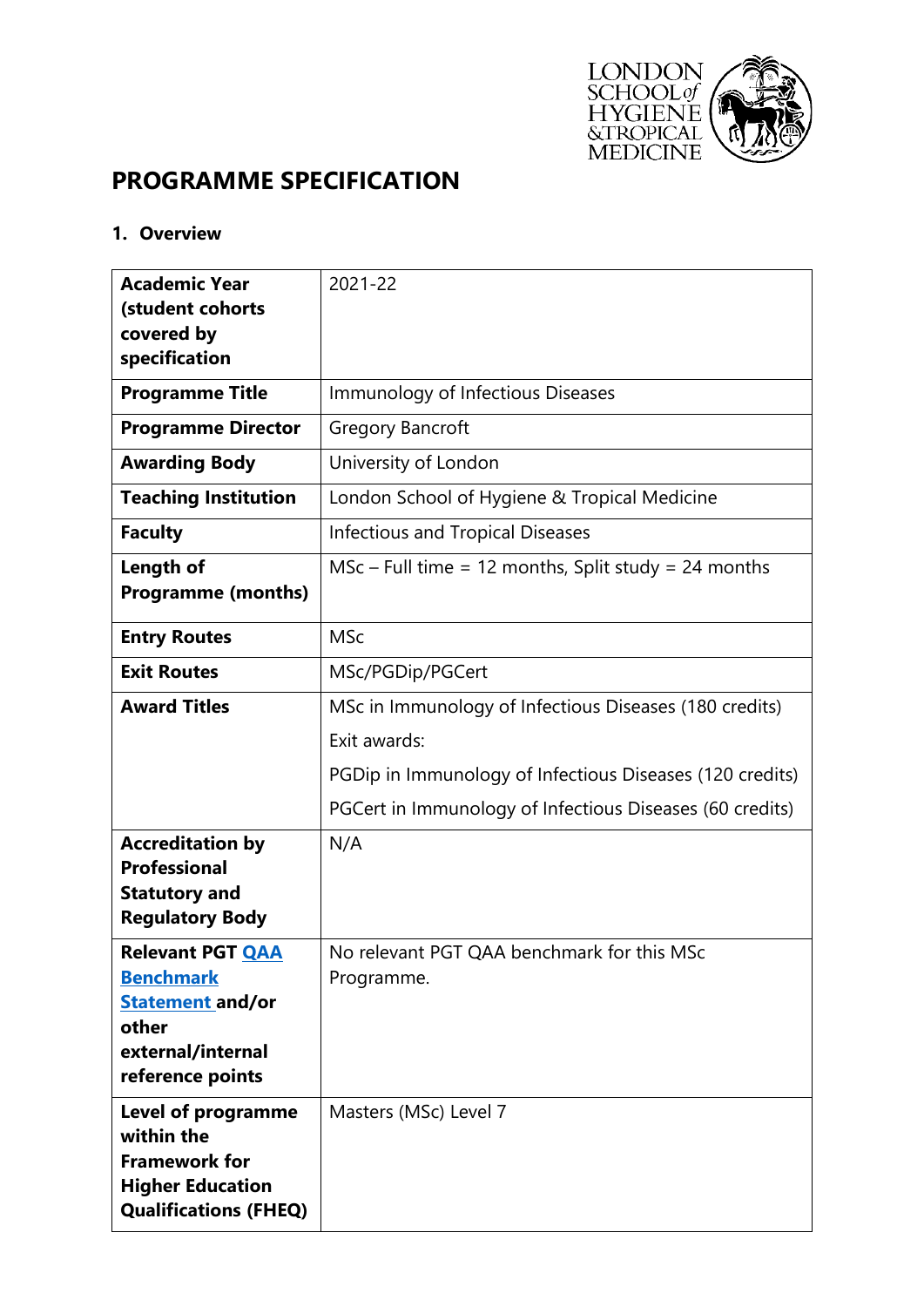# PROGRAMME SPECIFICATION

## 1. Overview

| | |
|---|---|
| **Academic Year (student cohorts covered by specification** | 2021-22 |
| **Programme Title** | Immunology of Infectious Diseases |
| **Programme Director** | Gregory Bancroft |
| **Awarding Body** | University of London |
| **Teaching Institution** | London School of Hygiene & Tropical Medicine |
| **Faculty** | Infectious and Tropical Diseases |
| **Length of Programme (months)** | MSc – Full time = 12 months, Split study = 24 months |
| **Entry Routes** | MSc |
| **Exit Routes** | MSc/PGDip/PGCert |
| **Award Titles** | MSc in Immunology of Infectious Diseases (180 credits)<br>Exit awards:<br>PGDip in Immunology of Infectious Diseases (120 credits)<br>PGCert in Immunology of Infectious Diseases (60 credits) |
| **Accreditation by Professional Statutory and Regulatory Body** | N/A |
| **Relevant PGT QAA Benchmark Statement and/or other external/internal reference points** | No relevant PGT QAA benchmark for this MSc Programme. |
| **Level of programme within the Framework for Higher Education Qualifications (FHEQ)** | Masters (MSc) Level 7 |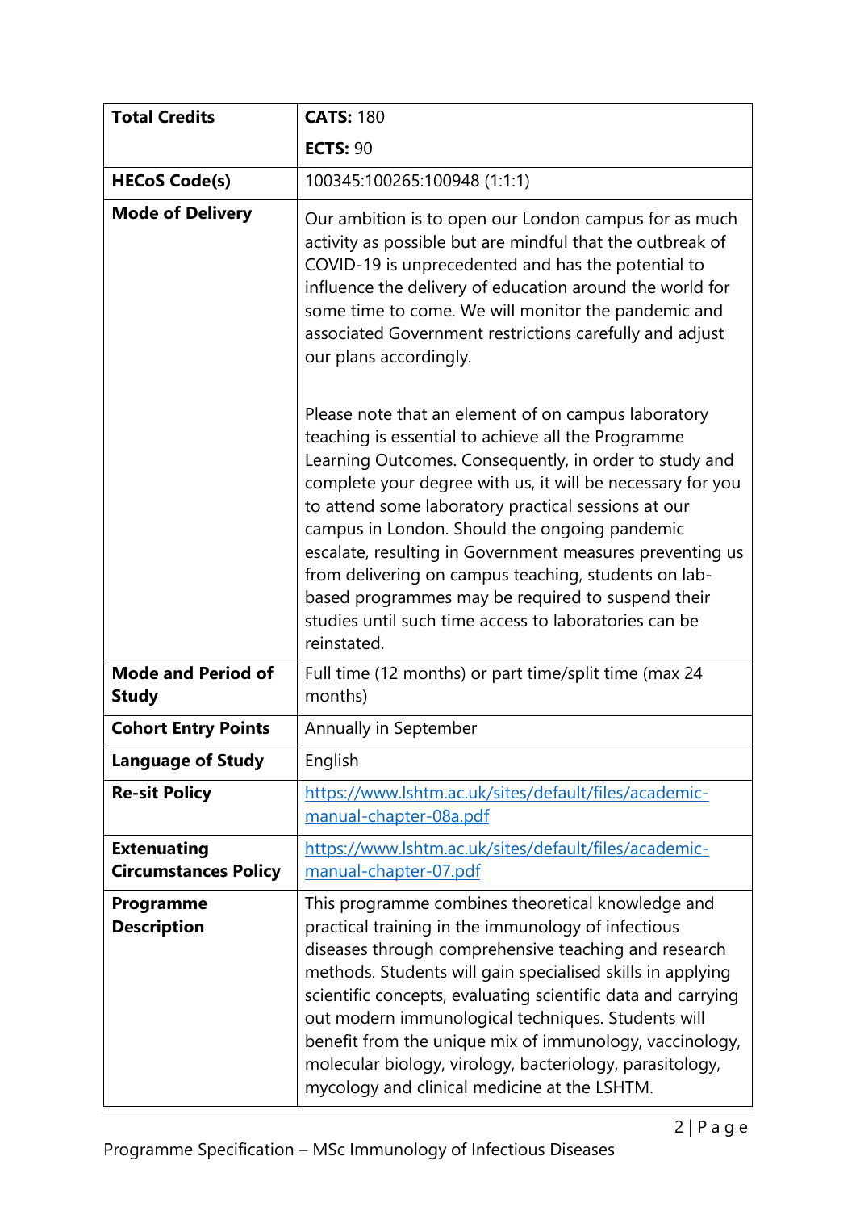| | |
|---|---|
| **Total Credits** | **CATS:** 180<br>**ECTS:** 90 |
| **HECoS Code(s)** | 100345:100265:100948 (1:1:1) |
| **Mode of Delivery** | Our ambition is to open our London campus for as much activity as possible but are mindful that the outbreak of COVID-19 is unprecedented and has the potential to influence the delivery of education around the world for some time to come. We will monitor the pandemic and associated Government restrictions carefully and adjust our plans accordingly.<br><br>Please note that an element of on campus laboratory teaching is essential to achieve all the Programme Learning Outcomes. Consequently, in order to study and complete your degree with us, it will be necessary for you to attend some laboratory practical sessions at our campus in London. Should the ongoing pandemic escalate, resulting in Government measures preventing us from delivering on campus teaching, students on lab-based programmes may be required to suspend their studies until such time access to laboratories can be reinstated. |
| **Mode and Period of Study** | Full time (12 months) or part time/split time (max 24 months) |
| **Cohort Entry Points** | Annually in September |
| **Language of Study** | English |
| **Re-sit Policy** | https://www.lshtm.ac.uk/sites/default/files/academic-manual-chapter-08a.pdf |
| **Extenuating Circumstances Policy** | https://www.lshtm.ac.uk/sites/default/files/academic-manual-chapter-07.pdf |
| **Programme Description** | This programme combines theoretical knowledge and practical training in the immunology of infectious diseases through comprehensive teaching and research methods. Students will gain specialised skills in applying scientific concepts, evaluating scientific data and carrying out modern immunological techniques. Students will benefit from the unique mix of immunology, vaccinology, molecular biology, virology, bacteriology, parasitology, mycology and clinical medicine at the LSHTM. |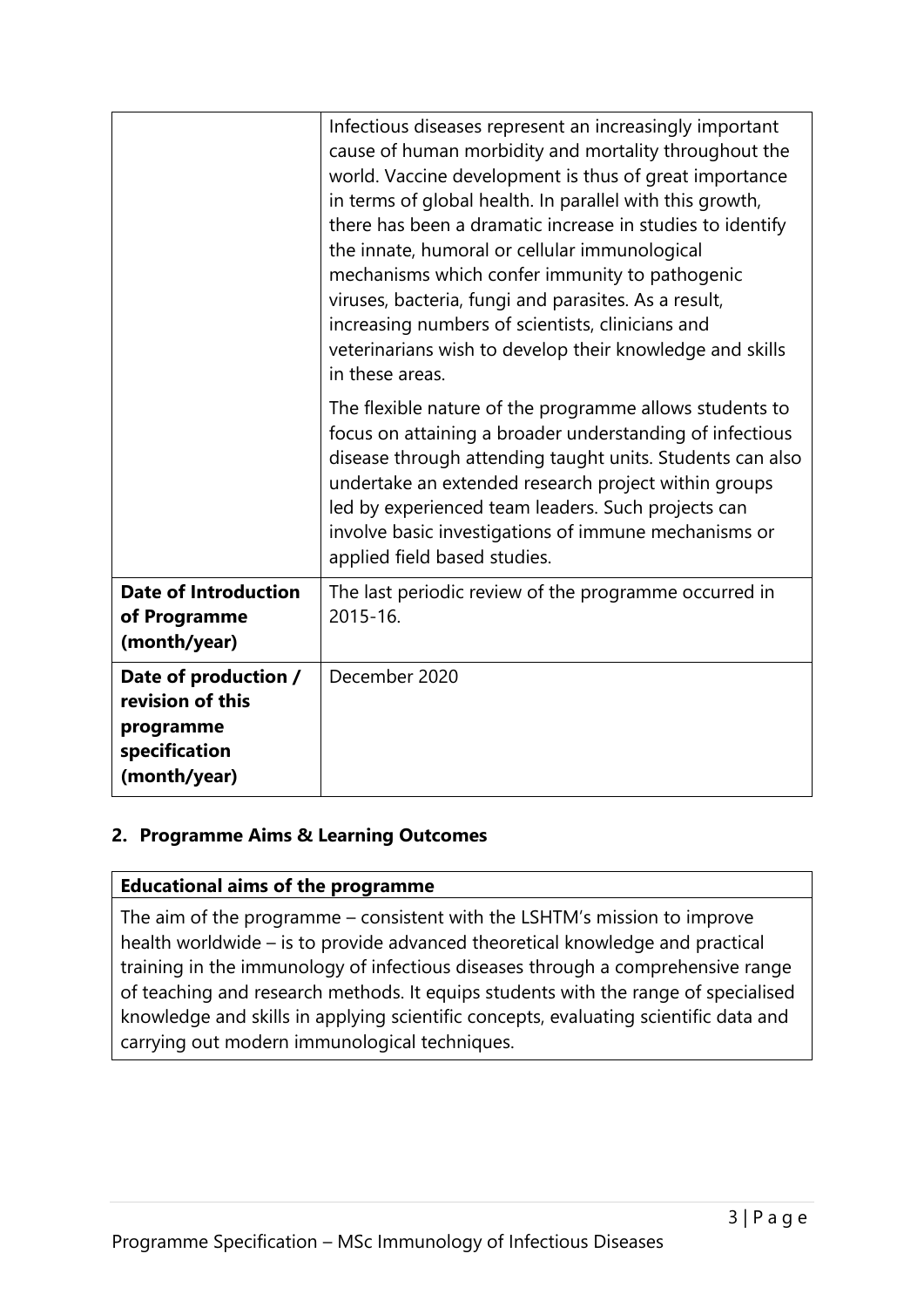| | |
|---|---|
| | Infectious diseases represent an increasingly important cause of human morbidity and mortality throughout the world. Vaccine development is thus of great importance in terms of global health. In parallel with this growth, there has been a dramatic increase in studies to identify the innate, humoral or cellular immunological mechanisms which confer immunity to pathogenic viruses, bacteria, fungi and parasites. As a result, increasing numbers of scientists, clinicians and veterinarians wish to develop their knowledge and skills in these areas.<br><br>The flexible nature of the programme allows students to focus on attaining a broader understanding of infectious disease through attending taught units. Students can also undertake an extended research project within groups led by experienced team leaders. Such projects can involve basic investigations of immune mechanisms or applied field based studies. |
| **Date of Introduction of Programme (month/year)** | The last periodic review of the programme occurred in 2015-16. |
| **Date of production / revision of this programme specification (month/year)** | December 2020 |

## 2. Programme Aims & Learning Outcomes

| **Educational aims of the programme** |
|---|
| The aim of the programme – consistent with the LSHTM's mission to improve health worldwide – is to provide advanced theoretical knowledge and practical training in the immunology of infectious diseases through a comprehensive range of teaching and research methods. It equips students with the range of specialised knowledge and skills in applying scientific concepts, evaluating scientific data and carrying out modern immunological techniques. |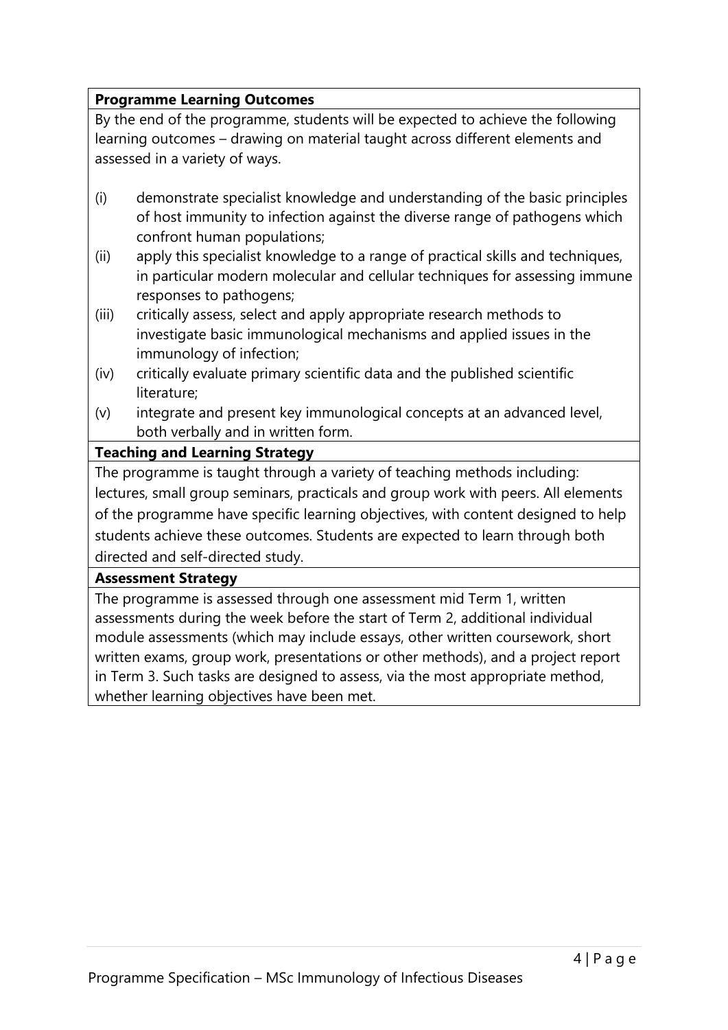**Programme Learning Outcomes**

By the end of the programme, students will be expected to achieve the following learning outcomes – drawing on material taught across different elements and assessed in a variety of ways.

(i) demonstrate specialist knowledge and understanding of the basic principles of host immunity to infection against the diverse range of pathogens which confront human populations;

(ii) apply this specialist knowledge to a range of practical skills and techniques, in particular modern molecular and cellular techniques for assessing immune responses to pathogens;

(iii) critically assess, select and apply appropriate research methods to investigate basic immunological mechanisms and applied issues in the immunology of infection;

(iv) critically evaluate primary scientific data and the published scientific literature;

(v) integrate and present key immunological concepts at an advanced level, both verbally and in written form.

**Teaching and Learning Strategy**

The programme is taught through a variety of teaching methods including: lectures, small group seminars, practicals and group work with peers. All elements of the programme have specific learning objectives, with content designed to help students achieve these outcomes. Students are expected to learn through both directed and self-directed study.

**Assessment Strategy**

The programme is assessed through one assessment mid Term 1, written assessments during the week before the start of Term 2, additional individual module assessments (which may include essays, other written coursework, short written exams, group work, presentations or other methods), and a project report in Term 3. Such tasks are designed to assess, via the most appropriate method, whether learning objectives have been met.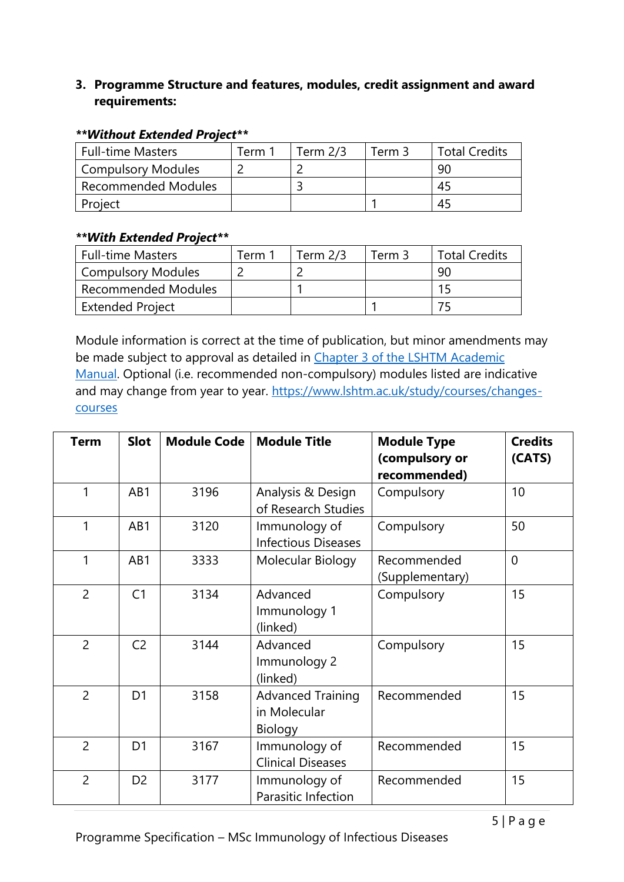### 3. Programme Structure and features, modules, credit assignment and award requirements:

***Without Extended Project***

| Full-time Masters | Term 1 | Term 2/3 | Term 3 | Total Credits |
|---|---|---|---|---|
| Compulsory Modules | 2 | 2 | | 90 |
| Recommended Modules | | 3 | | 45 |
| Project | | | 1 | 45 |

***With Extended Project***

| Full-time Masters | Term 1 | Term 2/3 | Term 3 | Total Credits |
|---|---|---|---|---|
| Compulsory Modules | 2 | 2 | | 90 |
| Recommended Modules | | 1 | | 15 |
| Extended Project | | | 1 | 75 |

Module information is correct at the time of publication, but minor amendments may be made subject to approval as detailed in [Chapter 3 of the LSHTM Academic Manual](). Optional (i.e. recommended non-compulsory) modules listed are indicative and may change from year to year. https://www.lshtm.ac.uk/study/courses/changes-courses

| Term | Slot | Module Code | Module Title | Module Type (compulsory or recommended) | Credits (CATS) |
|---|---|---|---|---|---|
| 1 | AB1 | 3196 | Analysis & Design of Research Studies | Compulsory | 10 |
| 1 | AB1 | 3120 | Immunology of Infectious Diseases | Compulsory | 50 |
| 1 | AB1 | 3333 | Molecular Biology | Recommended (Supplementary) | 0 |
| 2 | C1 | 3134 | Advanced Immunology 1 (linked) | Compulsory | 15 |
| 2 | C2 | 3144 | Advanced Immunology 2 (linked) | Compulsory | 15 |
| 2 | D1 | 3158 | Advanced Training in Molecular Biology | Recommended | 15 |
| 2 | D1 | 3167 | Immunology of Clinical Diseases | Recommended | 15 |
| 2 | D2 | 3177 | Immunology of Parasitic Infection | Recommended | 15 |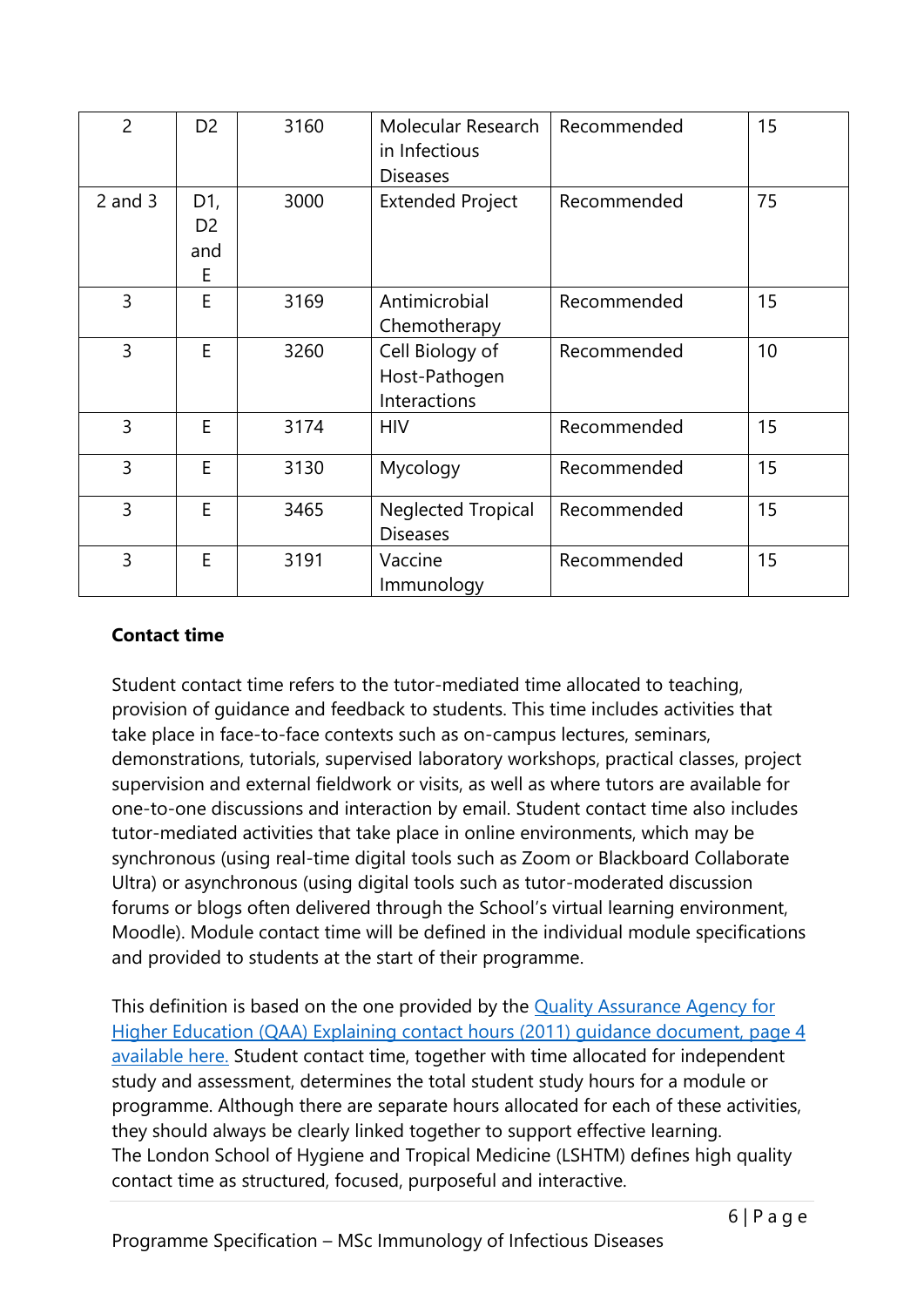| | | | | | |
|---|---|---|---|---|---|
| 2 | D2 | 3160 | Molecular Research in Infectious Diseases | Recommended | 15 |
| 2 and 3 | D1, D2 and E | 3000 | Extended Project | Recommended | 75 |
| 3 | E | 3169 | Antimicrobial Chemotherapy | Recommended | 15 |
| 3 | E | 3260 | Cell Biology of Host-Pathogen Interactions | Recommended | 10 |
| 3 | E | 3174 | HIV | Recommended | 15 |
| 3 | E | 3130 | Mycology | Recommended | 15 |
| 3 | E | 3465 | Neglected Tropical Diseases | Recommended | 15 |
| 3 | E | 3191 | Vaccine Immunology | Recommended | 15 |

**Contact time**

Student contact time refers to the tutor-mediated time allocated to teaching, provision of guidance and feedback to students. This time includes activities that take place in face-to-face contexts such as on-campus lectures, seminars, demonstrations, tutorials, supervised laboratory workshops, practical classes, project supervision and external fieldwork or visits, as well as where tutors are available for one-to-one discussions and interaction by email. Student contact time also includes tutor-mediated activities that take place in online environments, which may be synchronous (using real-time digital tools such as Zoom or Blackboard Collaborate Ultra) or asynchronous (using digital tools such as tutor-moderated discussion forums or blogs often delivered through the School's virtual learning environment, Moodle). Module contact time will be defined in the individual module specifications and provided to students at the start of their programme.

This definition is based on the one provided by the Quality Assurance Agency for Higher Education (QAA) Explaining contact hours (2011) guidance document, page 4 available here. Student contact time, together with time allocated for independent study and assessment, determines the total student study hours for a module or programme. Although there are separate hours allocated for each of these activities, they should always be clearly linked together to support effective learning.
The London School of Hygiene and Tropical Medicine (LSHTM) defines high quality contact time as structured, focused, purposeful and interactive.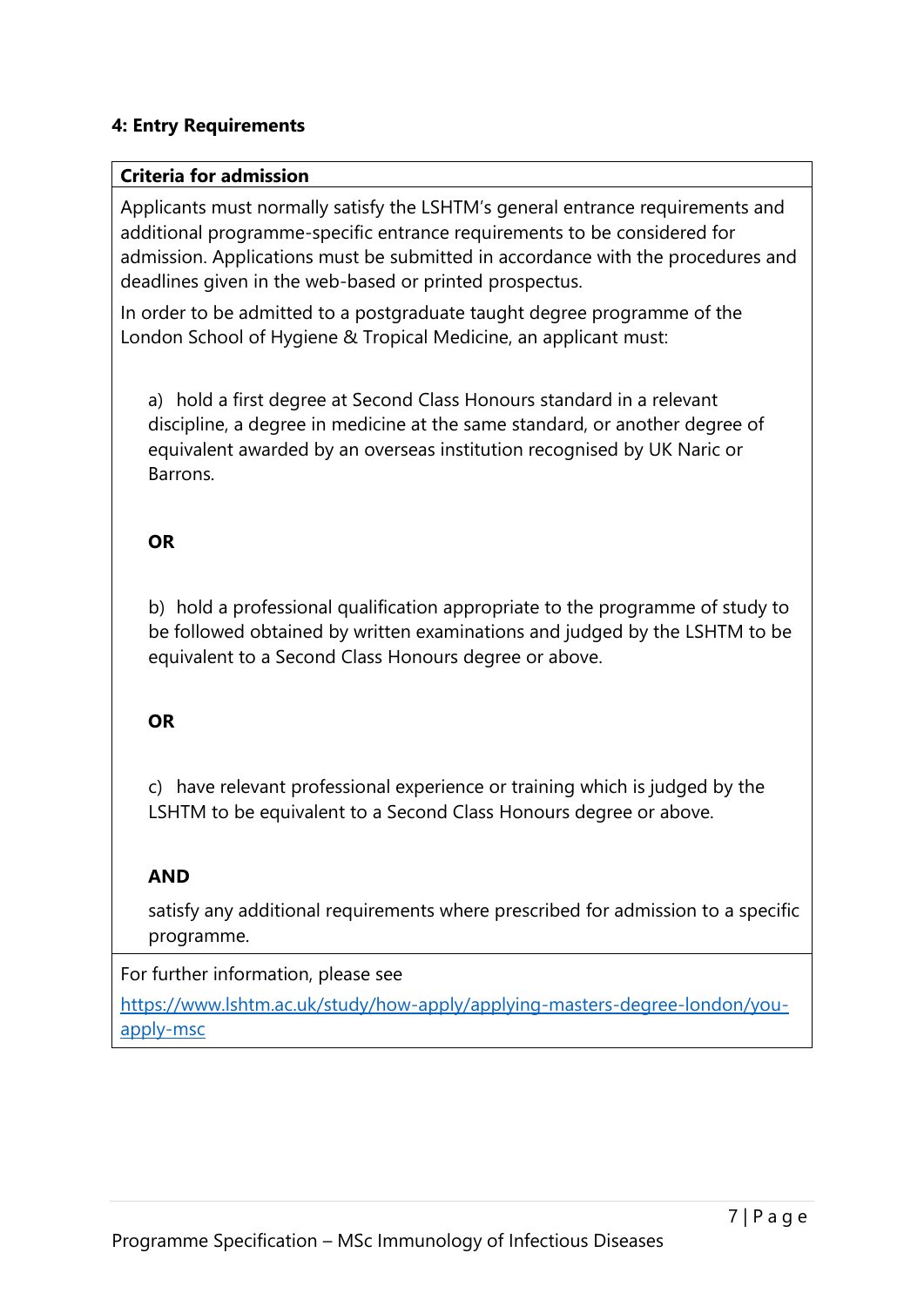#### 4: Entry Requirements

**Criteria for admission**

Applicants must normally satisfy the LSHTM's general entrance requirements and additional programme-specific entrance requirements to be considered for admission. Applications must be submitted in accordance with the procedures and deadlines given in the web-based or printed prospectus.

In order to be admitted to a postgraduate taught degree programme of the London School of Hygiene & Tropical Medicine, an applicant must:

a) hold a first degree at Second Class Honours standard in a relevant discipline, a degree in medicine at the same standard, or another degree of equivalent awarded by an overseas institution recognised by UK Naric or Barrons.

**OR**

b) hold a professional qualification appropriate to the programme of study to be followed obtained by written examinations and judged by the LSHTM to be equivalent to a Second Class Honours degree or above.

**OR**

c) have relevant professional experience or training which is judged by the LSHTM to be equivalent to a Second Class Honours degree or above.

**AND**

satisfy any additional requirements where prescribed for admission to a specific programme.

For further information, please see

https://www.lshtm.ac.uk/study/how-apply/applying-masters-degree-london/you-apply-msc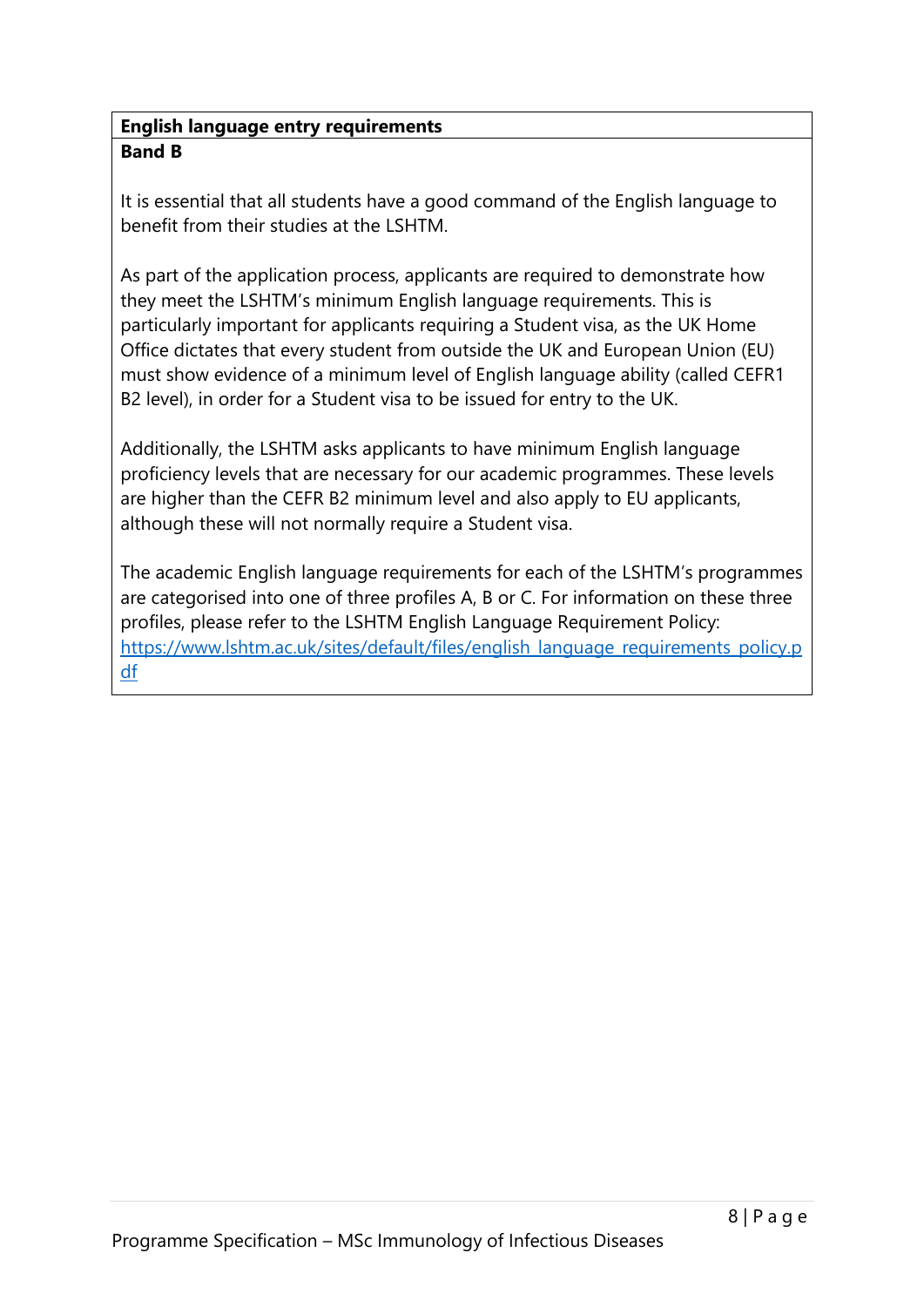**English language entry requirements**

**Band B**

It is essential that all students have a good command of the English language to benefit from their studies at the LSHTM.

As part of the application process, applicants are required to demonstrate how they meet the LSHTM's minimum English language requirements. This is particularly important for applicants requiring a Student visa, as the UK Home Office dictates that every student from outside the UK and European Union (EU) must show evidence of a minimum level of English language ability (called CEFR1 B2 level), in order for a Student visa to be issued for entry to the UK.

Additionally, the LSHTM asks applicants to have minimum English language proficiency levels that are necessary for our academic programmes. These levels are higher than the CEFR B2 minimum level and also apply to EU applicants, although these will not normally require a Student visa.

The academic English language requirements for each of the LSHTM's programmes are categorised into one of three profiles A, B or C. For information on these three profiles, please refer to the LSHTM English Language Requirement Policy: [https://www.lshtm.ac.uk/sites/default/files/english_language_requirements_policy.pdf](https://www.lshtm.ac.uk/sites/default/files/english_language_requirements_policy.pdf)